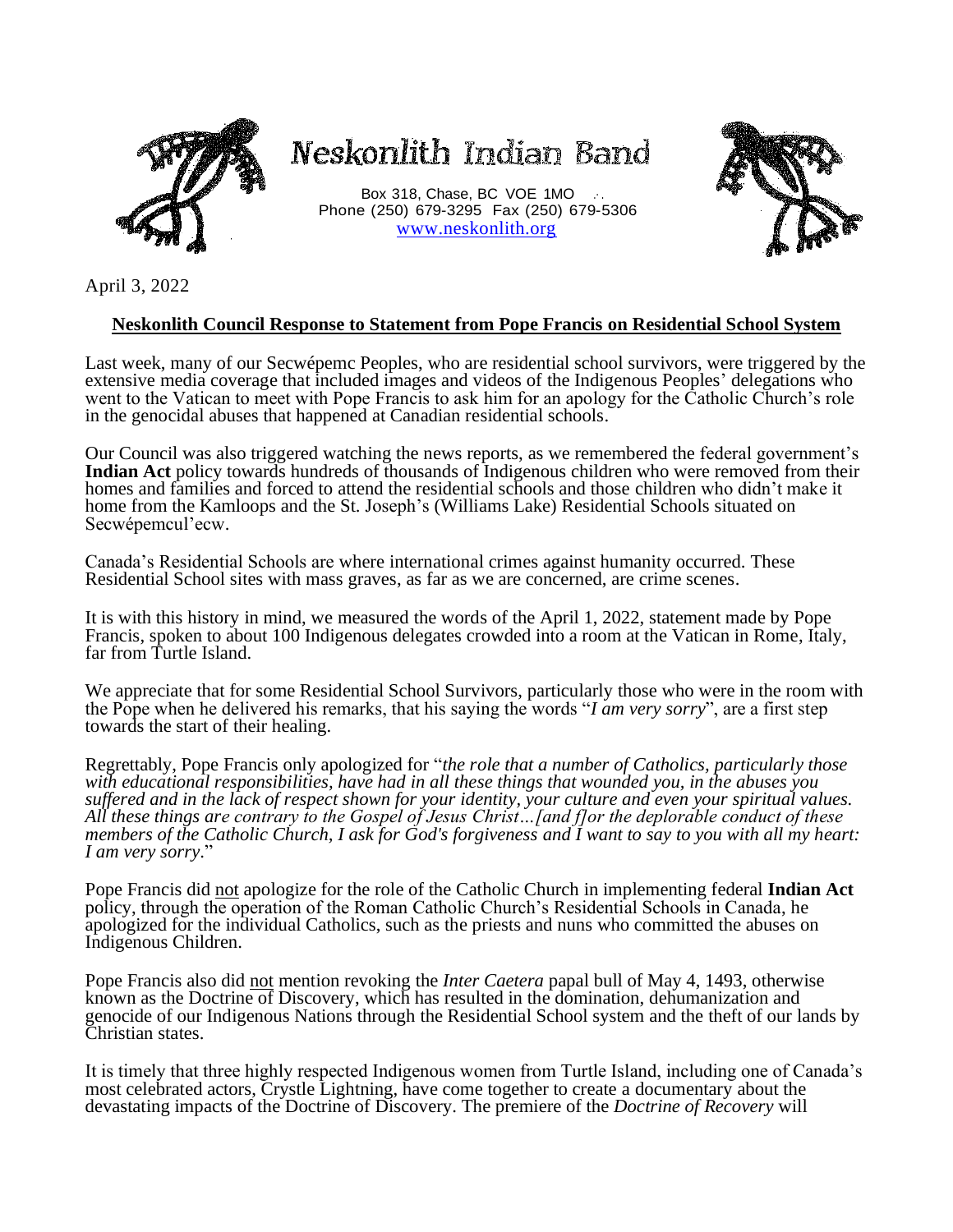# Neskonlith Indian Band

Box 318, Chase, BC VOE 1MO
Phone (250) 679-3295 Fax (250) 679-5306
www.neskonlith.org

April 3, 2022

**Neskonlith Council Response to Statement from Pope Francis on Residential School System**

Last week, many of our Secwépemc Peoples, who are residential school survivors, were triggered by the extensive media coverage that included images and videos of the Indigenous Peoples' delegations who went to the Vatican to meet with Pope Francis to ask him for an apology for the Catholic Church's role in the genocidal abuses that happened at Canadian residential schools.

Our Council was also triggered watching the news reports, as we remembered the federal government's **Indian Act** policy towards hundreds of thousands of Indigenous children who were removed from their homes and families and forced to attend the residential schools and those children who didn't make it home from the Kamloops and the St. Joseph's (Williams Lake) Residential Schools situated on Secwépemcul'ecw.

Canada's Residential Schools are where international crimes against humanity occurred. These Residential School sites with mass graves, as far as we are concerned, are crime scenes.

It is with this history in mind, we measured the words of the April 1, 2022, statement made by Pope Francis, spoken to about 100 Indigenous delegates crowded into a room at the Vatican in Rome, Italy, far from Turtle Island.

We appreciate that for some Residential School Survivors, particularly those who were in the room with the Pope when he delivered his remarks, that his saying the words "*I am very sorry*", are a first step towards the start of their healing.

Regrettably, Pope Francis only apologized for "*the role that a number of Catholics, particularly those with educational responsibilities, have had in all these things that wounded you, in the abuses you suffered and in the lack of respect shown for your identity, your culture and even your spiritual values. All these things are contrary to the Gospel of Jesus Christ…[and f]or the deplorable conduct of these members of the Catholic Church, I ask for God's forgiveness and I want to say to you with all my heart: I am very sorry.*"

Pope Francis did not apologize for the role of the Catholic Church in implementing federal **Indian Act** policy, through the operation of the Roman Catholic Church's Residential Schools in Canada, he apologized for the individual Catholics, such as the priests and nuns who committed the abuses on Indigenous Children.

Pope Francis also did not mention revoking the *Inter Caetera* papal bull of May 4, 1493, otherwise known as the Doctrine of Discovery, which has resulted in the domination, dehumanization and genocide of our Indigenous Nations through the Residential School system and the theft of our lands by Christian states.

It is timely that three highly respected Indigenous women from Turtle Island, including one of Canada's most celebrated actors, Crystle Lightning, have come together to create a documentary about the devastating impacts of the Doctrine of Discovery. The premiere of the *Doctrine of Recovery* will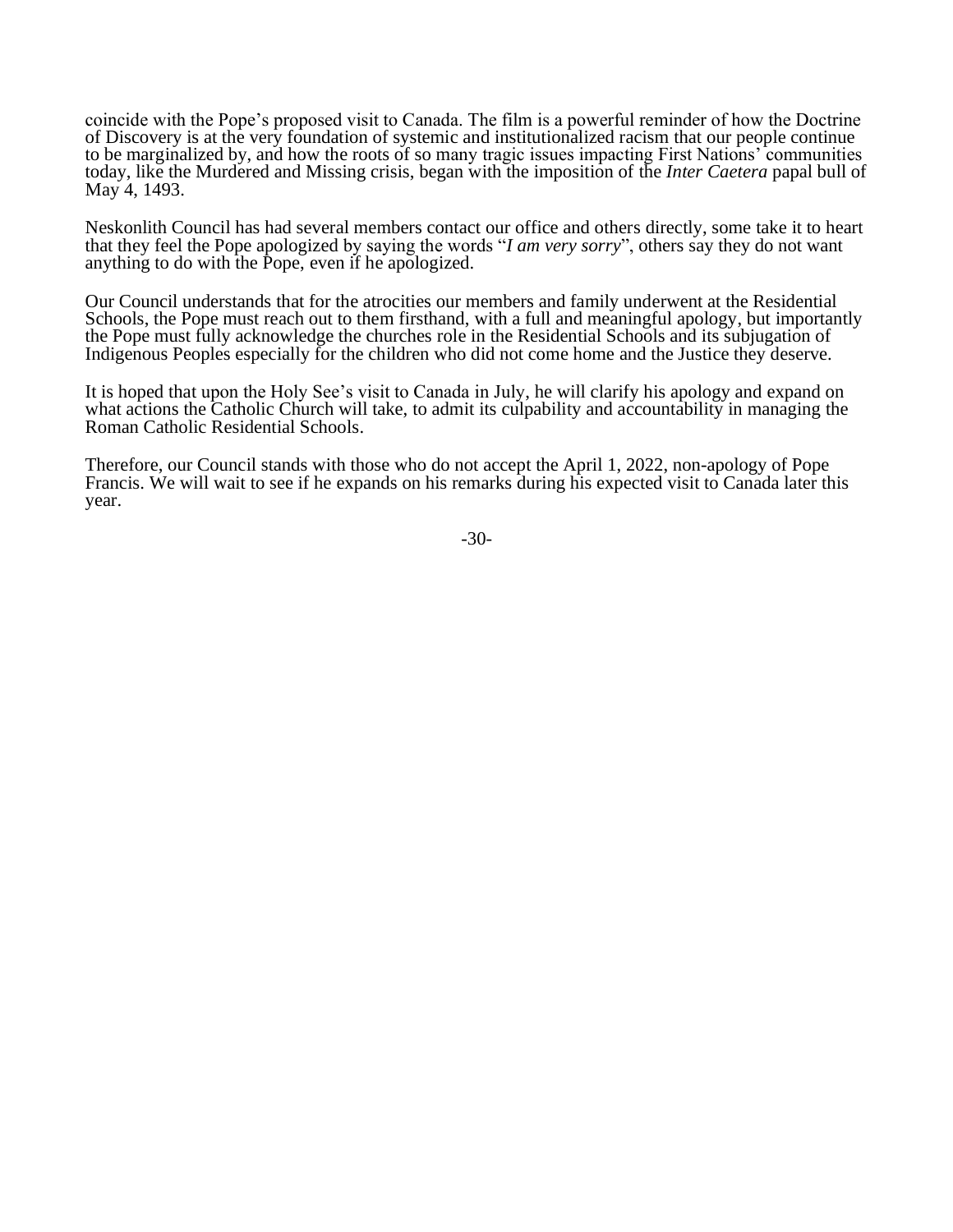coincide with the Pope's proposed visit to Canada. The film is a powerful reminder of how the Doctrine of Discovery is at the very foundation of systemic and institutionalized racism that our people continue to be marginalized by, and how the roots of so many tragic issues impacting First Nations' communities today, like the Murdered and Missing crisis, began with the imposition of the *Inter Caetera* papal bull of May 4, 1493.

Neskonlith Council has had several members contact our office and others directly, some take it to heart that they feel the Pope apologized by saying the words "*I am very sorry*", others say they do not want anything to do with the Pope, even if he apologized.

Our Council understands that for the atrocities our members and family underwent at the Residential Schools, the Pope must reach out to them firsthand, with a full and meaningful apology, but importantly the Pope must fully acknowledge the churches role in the Residential Schools and its subjugation of Indigenous Peoples especially for the children who did not come home and the Justice they deserve.

It is hoped that upon the Holy See's visit to Canada in July, he will clarify his apology and expand on what actions the Catholic Church will take, to admit its culpability and accountability in managing the Roman Catholic Residential Schools.

Therefore, our Council stands with those who do not accept the April 1, 2022, non-apology of Pope Francis. We will wait to see if he expands on his remarks during his expected visit to Canada later this year.

-30-